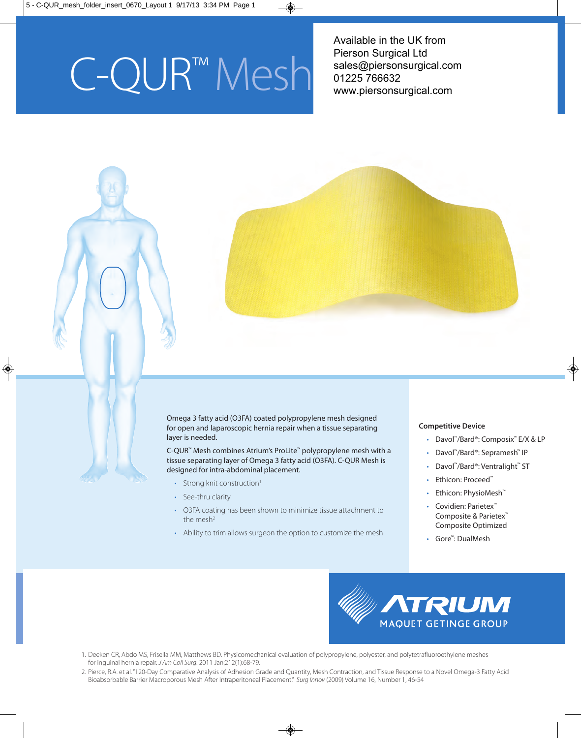# C-QUR™ Mesh

Available in the UK from
Pierson Surgical Ltd
sales@piersonsurgical.com
01225 766632
www.piersonsurgical.com

Omega 3 fatty acid (O3FA) coated polypropylene mesh designed for open and laparoscopic hernia repair when a tissue separating layer is needed.

C-QUR™ Mesh combines Atrium's ProLite™ polypropylene mesh with a tissue separating layer of Omega 3 fatty acid (O3FA). C-QUR Mesh is designed for intra-abdominal placement.

- Strong knit construction[1]
- See-thru clarity
- O3FA coating has been shown to minimize tissue attachment to the mesh[2]
- Ability to trim allows surgeon the option to customize the mesh

**Competitive Device**

- Davol™/Bard®: Composix™ E/X & LP
- Davol™/Bard®: Sepramesh™ IP
- Davol™/Bard®: Ventralight™ ST
- Ethicon: Proceed™
- Ethicon: PhysioMesh™
- Covidien: Parietex™ Composite & Parietex™ Composite Optimized
- Gore™: DualMesh

ATRIUM
MAQUET GETINGE GROUP

1. Deeken CR, Abdo MS, Frisella MM, Matthews BD. Physicomechanical evaluation of polypropylene, polyester, and polytetrafluoroethylene meshes for inguinal hernia repair. *J Am Coll Surg*. 2011 Jan;212(1):68-79.
2. Pierce, R.A. et al. "120-Day Comparative Analysis of Adhesion Grade and Quantity, Mesh Contraction, and Tissue Response to a Novel Omega-3 Fatty Acid Bioabsorbable Barrier Macroporous Mesh After Intraperitoneal Placement." *Surg Innov* (2009) Volume 16, Number 1, 46-54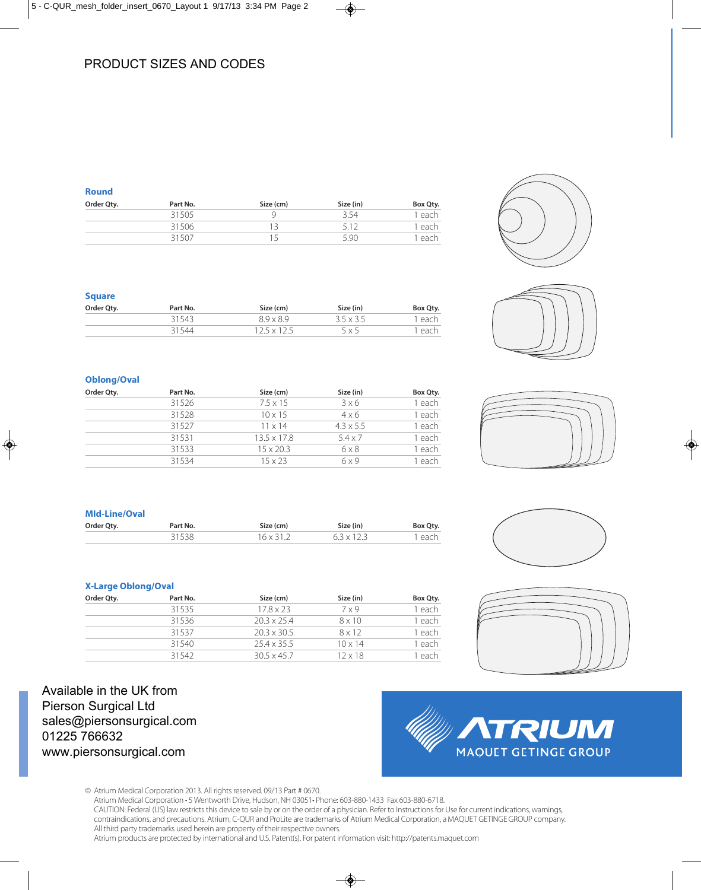# PRODUCT SIZES AND CODES

### Round

| Order Qty. | Part No. | Size (cm) | Size (in) | Box Qty. |
|---|---|---|---|---|
| | 31505 | 9 | 3.54 | 1 each |
| | 31506 | 13 | 5.12 | 1 each |
| | 31507 | 15 | 5.90 | 1 each |

### Square

| Order Qty. | Part No. | Size (cm) | Size (in) | Box Qty. |
|---|---|---|---|---|
| | 31543 | 8.9 x 8.9 | 3.5 x 3.5 | 1 each |
| | 31544 | 12.5 x 12.5 | 5 x 5 | 1 each |

### Oblong/Oval

| Order Qty. | Part No. | Size (cm) | Size (in) | Box Qty. |
|---|---|---|---|---|
| | 31526 | 7.5 x 15 | 3 x 6 | 1 each |
| | 31528 | 10 x 15 | 4 x 6 | 1 each |
| | 31527 | 11 x 14 | 4.3 x 5.5 | 1 each |
| | 31531 | 13.5 x 17.8 | 5.4 x 7 | 1 each |
| | 31533 | 15 x 20.3 | 6 x 8 | 1 each |
| | 31534 | 15 x 23 | 6 x 9 | 1 each |

### MId-Line/Oval

| Order Qty. | Part No. | Size (cm) | Size (in) | Box Qty. |
|---|---|---|---|---|
| | 31538 | 16 x 31.2 | 6.3 x 12.3 | 1 each |

### X-Large Oblong/Oval

| Order Qty. | Part No. | Size (cm) | Size (in) | Box Qty. |
|---|---|---|---|---|
| | 31535 | 17.8 x 23 | 7 x 9 | 1 each |
| | 31536 | 20.3 x 25.4 | 8 x 10 | 1 each |
| | 31537 | 20.3 x 30.5 | 8 x 12 | 1 each |
| | 31540 | 25.4 x 35.5 | 10 x 14 | 1 each |
| | 31542 | 30.5 x 45.7 | 12 x 18 | 1 each |

Available in the UK from
Pierson Surgical Ltd
sales@piersonsurgical.com
01225 766632
www.piersonsurgical.com

ATRIUM
MAQUET GETINGE GROUP

© Atrium Medical Corporation 2013. All rights reserved. 09/13 Part # 0670.
Atrium Medical Corporation • 5 Wentworth Drive, Hudson, NH 03051• Phone: 603-880-1433 Fax 603-880-6718.
CAUTION: Federal (US) law restricts this device to sale by or on the order of a physician. Refer to Instructions for Use for current indications, warnings, contraindications, and precautions. Atrium, C-QUR and ProLite are trademarks of Atrium Medical Corporation, a MAQUET GETINGE GROUP company.
All third party trademarks used herein are property of their respective owners.
Atrium products are protected by international and U.S. Patent(s). For patent information visit: http://patents.maquet.com